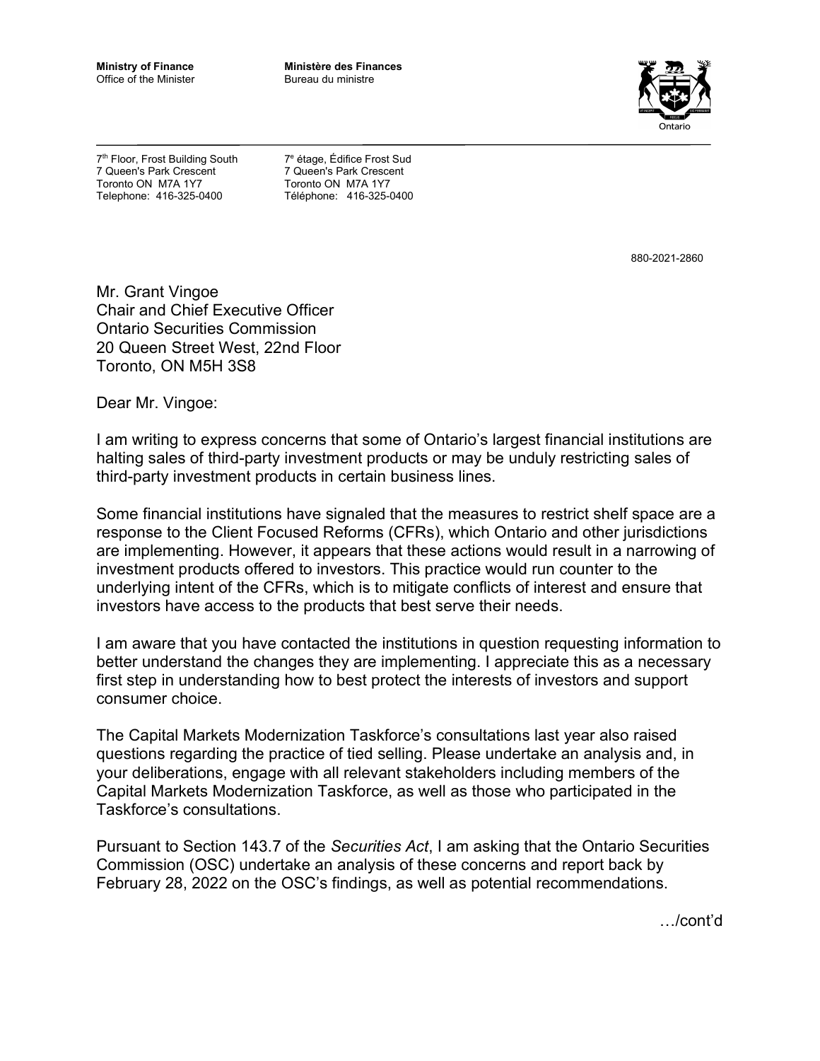**Ministry of Finance**
Office of the Minister

**Ministère des Finances**
Bureau du ministre

7th Floor, Frost Building South
7 Queen's Park Crescent
Toronto ON M7A 1Y7
Telephone: 416-325-0400

7e étage, Édifice Frost Sud
7 Queen's Park Crescent
Toronto ON M7A 1Y7
Téléphone: 416-325-0400

880-2021-2860

Mr. Grant Vingoe
Chair and Chief Executive Officer
Ontario Securities Commission
20 Queen Street West, 22nd Floor
Toronto, ON M5H 3S8

Dear Mr. Vingoe:

I am writing to express concerns that some of Ontario's largest financial institutions are halting sales of third-party investment products or may be unduly restricting sales of third-party investment products in certain business lines.

Some financial institutions have signaled that the measures to restrict shelf space are a response to the Client Focused Reforms (CFRs), which Ontario and other jurisdictions are implementing. However, it appears that these actions would result in a narrowing of investment products offered to investors. This practice would run counter to the underlying intent of the CFRs, which is to mitigate conflicts of interest and ensure that investors have access to the products that best serve their needs.

I am aware that you have contacted the institutions in question requesting information to better understand the changes they are implementing. I appreciate this as a necessary first step in understanding how to best protect the interests of investors and support consumer choice.

The Capital Markets Modernization Taskforce's consultations last year also raised questions regarding the practice of tied selling. Please undertake an analysis and, in your deliberations, engage with all relevant stakeholders including members of the Capital Markets Modernization Taskforce, as well as those who participated in the Taskforce's consultations.

Pursuant to Section 143.7 of the *Securities Act*, I am asking that the Ontario Securities Commission (OSC) undertake an analysis of these concerns and report back by February 28, 2022 on the OSC's findings, as well as potential recommendations.

…/cont'd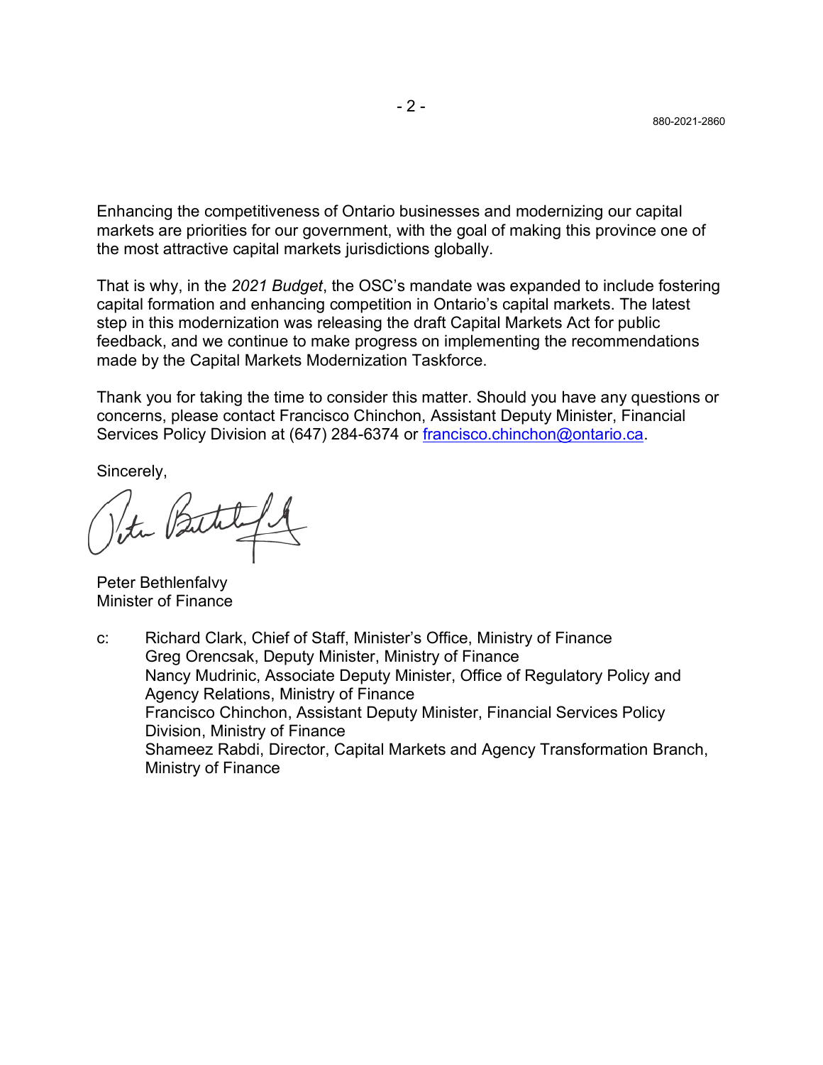Enhancing the competitiveness of Ontario businesses and modernizing our capital markets are priorities for our government, with the goal of making this province one of the most attractive capital markets jurisdictions globally.

That is why, in the *2021 Budget*, the OSC's mandate was expanded to include fostering capital formation and enhancing competition in Ontario's capital markets. The latest step in this modernization was releasing the draft Capital Markets Act for public feedback, and we continue to make progress on implementing the recommendations made by the Capital Markets Modernization Taskforce.

Thank you for taking the time to consider this matter. Should you have any questions or concerns, please contact Francisco Chinchon, Assistant Deputy Minister, Financial Services Policy Division at (647) 284-6374 or francisco.chinchon@ontario.ca.

Sincerely,

Peter Bethlenfalvy
Minister of Finance

c: Richard Clark, Chief of Staff, Minister's Office, Ministry of Finance
Greg Orencsak, Deputy Minister, Ministry of Finance
Nancy Mudrinic, Associate Deputy Minister, Office of Regulatory Policy and Agency Relations, Ministry of Finance
Francisco Chinchon, Assistant Deputy Minister, Financial Services Policy Division, Ministry of Finance
Shameez Rabdi, Director, Capital Markets and Agency Transformation Branch, Ministry of Finance